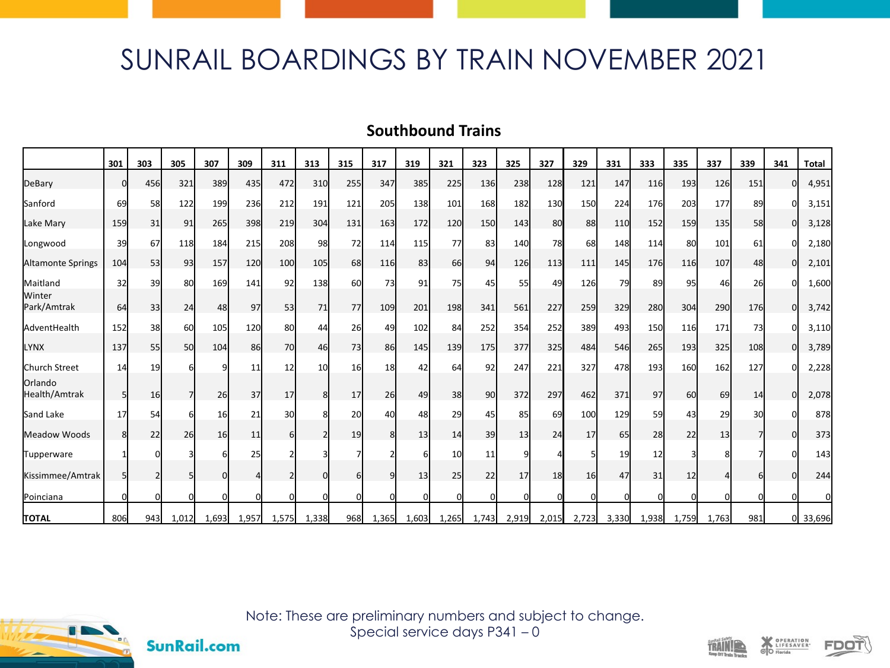# SUNRAIL BOARDINGS BY TRAIN NOVEMBER 2021

## Southbound Trains

| | 301 | 303 | 305 | 307 | 309 | 311 | 313 | 315 | 317 | 319 | 321 | 323 | 325 | 327 | 329 | 331 | 333 | 335 | 337 | 339 | 341 | Total |
|---|---|---|---|---|---|---|---|---|---|---|---|---|---|---|---|---|---|---|---|---|---|---|
| DeBary | 0 | 456 | 321 | 389 | 435 | 472 | 310 | 255 | 347 | 385 | 225 | 136 | 238 | 128 | 121 | 147 | 116 | 193 | 126 | 151 | 0 | 4,951 |
| Sanford | 69 | 58 | 122 | 199 | 236 | 212 | 191 | 121 | 205 | 138 | 101 | 168 | 182 | 130 | 150 | 224 | 176 | 203 | 177 | 89 | 0 | 3,151 |
| Lake Mary | 159 | 31 | 91 | 265 | 398 | 219 | 304 | 131 | 163 | 172 | 120 | 150 | 143 | 80 | 88 | 110 | 152 | 159 | 135 | 58 | 0 | 3,128 |
| Longwood | 39 | 67 | 118 | 184 | 215 | 208 | 98 | 72 | 114 | 115 | 77 | 83 | 140 | 78 | 68 | 148 | 114 | 80 | 101 | 61 | 0 | 2,180 |
| Altamonte Springs | 104 | 53 | 93 | 157 | 120 | 100 | 105 | 68 | 116 | 83 | 66 | 94 | 126 | 113 | 111 | 145 | 176 | 116 | 107 | 48 | 0 | 2,101 |
| Maitland | 32 | 39 | 80 | 169 | 141 | 92 | 138 | 60 | 73 | 91 | 75 | 45 | 55 | 49 | 126 | 79 | 89 | 95 | 46 | 26 | 0 | 1,600 |
| Winter Park/Amtrak | 64 | 33 | 24 | 48 | 97 | 53 | 71 | 77 | 109 | 201 | 198 | 341 | 561 | 227 | 259 | 329 | 280 | 304 | 290 | 176 | 0 | 3,742 |
| AdventHealth | 152 | 38 | 60 | 105 | 120 | 80 | 44 | 26 | 49 | 102 | 84 | 252 | 354 | 252 | 389 | 493 | 150 | 116 | 171 | 73 | 0 | 3,110 |
| LYNX | 137 | 55 | 50 | 104 | 86 | 70 | 46 | 73 | 86 | 145 | 139 | 175 | 377 | 325 | 484 | 546 | 265 | 193 | 325 | 108 | 0 | 3,789 |
| Church Street | 14 | 19 | 6 | 9 | 11 | 12 | 10 | 16 | 18 | 42 | 64 | 92 | 247 | 221 | 327 | 478 | 193 | 160 | 162 | 127 | 0 | 2,228 |
| Orlando Health/Amtrak | 5 | 16 | 7 | 26 | 37 | 17 | 8 | 17 | 26 | 49 | 38 | 90 | 372 | 297 | 462 | 371 | 97 | 60 | 69 | 14 | 0 | 2,078 |
| Sand Lake | 17 | 54 | 6 | 16 | 21 | 30 | 8 | 20 | 40 | 48 | 29 | 45 | 85 | 69 | 100 | 129 | 59 | 43 | 29 | 30 | 0 | 878 |
| Meadow Woods | 8 | 22 | 26 | 16 | 11 | 6 | 2 | 19 | 8 | 13 | 14 | 39 | 13 | 24 | 17 | 65 | 28 | 22 | 13 | 7 | 0 | 373 |
| Tupperware | 1 | 0 | 3 | 6 | 25 | 2 | 3 | 7 | 2 | 6 | 10 | 11 | 9 | 4 | 5 | 19 | 12 | 3 | 8 | 7 | 0 | 143 |
| Kissimmee/Amtrak | 5 | 2 | 5 | 0 | 4 | 2 | 0 | 6 | 9 | 13 | 25 | 22 | 17 | 18 | 16 | 47 | 31 | 12 | 4 | 6 | 0 | 244 |
| Poinciana | 0 | 0 | 0 | 0 | 0 | 0 | 0 | 0 | 0 | 0 | 0 | 0 | 0 | 0 | 0 | 0 | 0 | 0 | 0 | 0 | 0 | 0 |
| **TOTAL** | 806 | 943 | 1,012 | 1,693 | 1,957 | 1,575 | 1,338 | 968 | 1,365 | 1,603 | 1,265 | 1,743 | 2,919 | 2,015 | 2,723 | 3,330 | 1,938 | 1,759 | 1,763 | 981 | 0 | 33,696 |

Note: These are preliminary numbers and subject to change.
Special service days P341 – 0

SunRail.com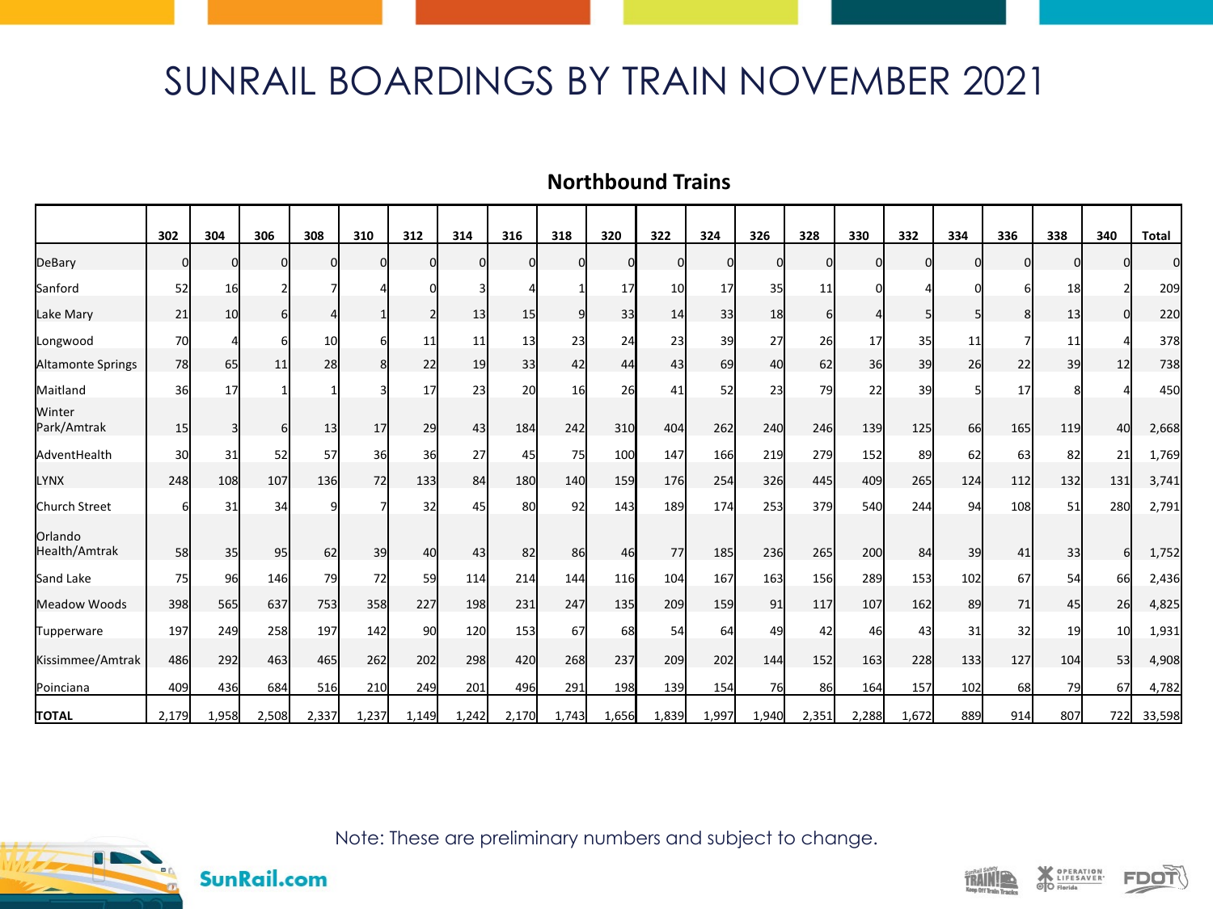# SUNRAIL BOARDINGS BY TRAIN NOVEMBER 2021

## Northbound Trains

| | 302 | 304 | 306 | 308 | 310 | 312 | 314 | 316 | 318 | 320 | 322 | 324 | 326 | 328 | 330 | 332 | 334 | 336 | 338 | 340 | Total |
|---|---|---|---|---|---|---|---|---|---|---|---|---|---|---|---|---|---|---|---|---|---|
| DeBary | 0 | 0 | 0 | 0 | 0 | 0 | 0 | 0 | 0 | 0 | 0 | 0 | 0 | 0 | 0 | 0 | 0 | 0 | 0 | 0 | 0 |
| Sanford | 52 | 16 | 2 | 7 | 4 | 0 | 3 | 4 | 1 | 17 | 10 | 17 | 35 | 11 | 0 | 4 | 0 | 6 | 18 | 2 | 209 |
| Lake Mary | 21 | 10 | 6 | 4 | 1 | 2 | 13 | 15 | 9 | 33 | 14 | 33 | 18 | 6 | 4 | 5 | 5 | 8 | 13 | 0 | 220 |
| Longwood | 70 | 4 | 6 | 10 | 6 | 11 | 11 | 13 | 23 | 24 | 23 | 39 | 27 | 26 | 17 | 35 | 11 | 7 | 11 | 4 | 378 |
| Altamonte Springs | 78 | 65 | 11 | 28 | 8 | 22 | 19 | 33 | 42 | 44 | 43 | 69 | 40 | 62 | 36 | 39 | 26 | 22 | 39 | 12 | 738 |
| Maitland | 36 | 17 | 1 | 1 | 3 | 17 | 23 | 20 | 16 | 26 | 41 | 52 | 23 | 79 | 22 | 39 | 5 | 17 | 8 | 4 | 450 |
| Winter Park/Amtrak | 15 | 3 | 6 | 13 | 17 | 29 | 43 | 184 | 242 | 310 | 404 | 262 | 240 | 246 | 139 | 125 | 66 | 165 | 119 | 40 | 2,668 |
| AdventHealth | 30 | 31 | 52 | 57 | 36 | 36 | 27 | 45 | 75 | 100 | 147 | 166 | 219 | 279 | 152 | 89 | 62 | 63 | 82 | 21 | 1,769 |
| LYNX | 248 | 108 | 107 | 136 | 72 | 133 | 84 | 180 | 140 | 159 | 176 | 254 | 326 | 445 | 409 | 265 | 124 | 112 | 132 | 131 | 3,741 |
| Church Street | 6 | 31 | 34 | 9 | 7 | 32 | 45 | 80 | 92 | 143 | 189 | 174 | 253 | 379 | 540 | 244 | 94 | 108 | 51 | 280 | 2,791 |
| Orlando Health/Amtrak | 58 | 35 | 95 | 62 | 39 | 40 | 43 | 82 | 86 | 46 | 77 | 185 | 236 | 265 | 200 | 84 | 39 | 41 | 33 | 6 | 1,752 |
| Sand Lake | 75 | 96 | 146 | 79 | 72 | 59 | 114 | 214 | 144 | 116 | 104 | 167 | 163 | 156 | 289 | 153 | 102 | 67 | 54 | 66 | 2,436 |
| Meadow Woods | 398 | 565 | 637 | 753 | 358 | 227 | 198 | 231 | 247 | 135 | 209 | 159 | 91 | 117 | 107 | 162 | 89 | 71 | 45 | 26 | 4,825 |
| Tupperware | 197 | 249 | 258 | 197 | 142 | 90 | 120 | 153 | 67 | 68 | 54 | 64 | 49 | 42 | 46 | 43 | 31 | 32 | 19 | 10 | 1,931 |
| Kissimmee/Amtrak | 486 | 292 | 463 | 465 | 262 | 202 | 298 | 420 | 268 | 237 | 209 | 202 | 144 | 152 | 163 | 228 | 133 | 127 | 104 | 53 | 4,908 |
| Poinciana | 409 | 436 | 684 | 516 | 210 | 249 | 201 | 496 | 291 | 198 | 139 | 154 | 76 | 86 | 164 | 157 | 102 | 68 | 79 | 67 | 4,782 |
| **TOTAL** | 2,179 | 1,958 | 2,508 | 2,337 | 1,237 | 1,149 | 1,242 | 2,170 | 1,743 | 1,656 | 1,839 | 1,997 | 1,940 | 2,351 | 2,288 | 1,672 | 889 | 914 | 807 | 722 | 33,598 |

Note: These are preliminary numbers and subject to change.

SunRail.com